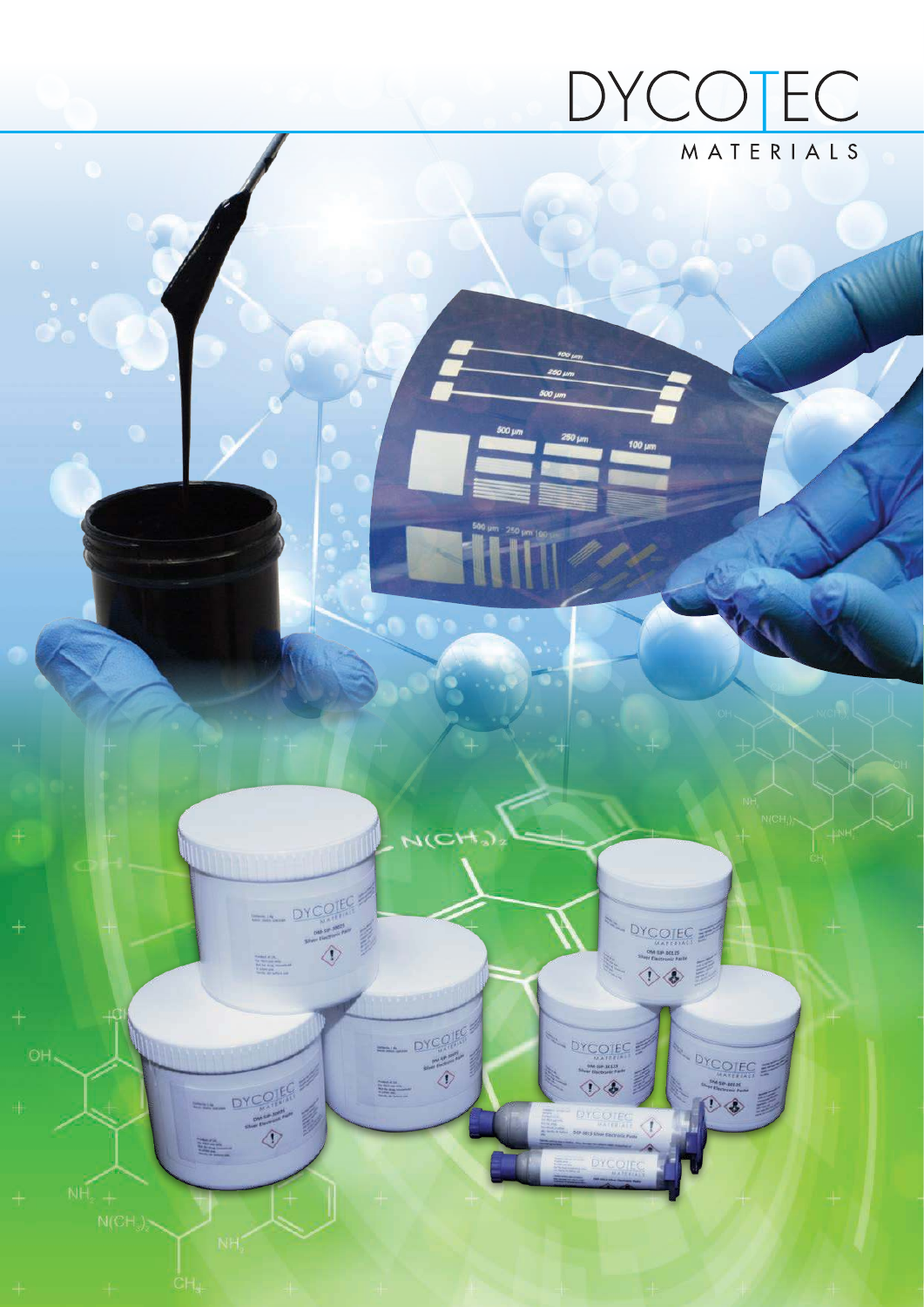# DYCOTEC

MATERIALS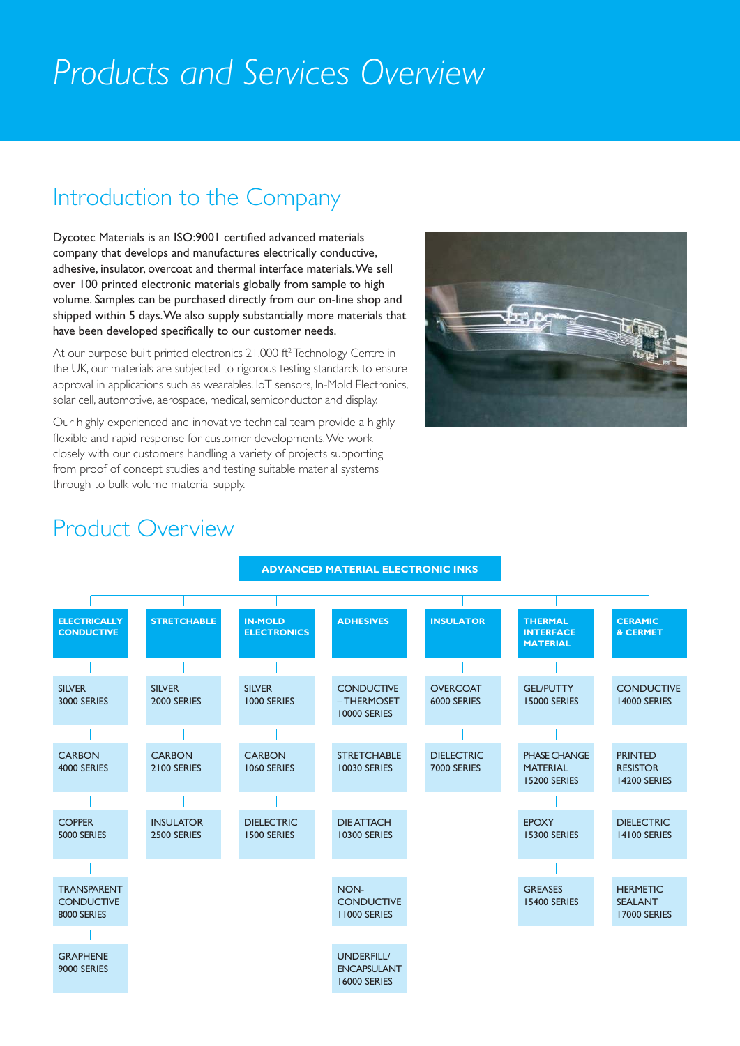# Products and Services Overview

## Introduction to the Company

Dycotec Materials is an ISO:9001 certified advanced materials company that develops and manufactures electrically conductive, adhesive, insulator, overcoat and thermal interface materials. We sell over 100 printed electronic materials globally from sample to high volume. Samples can be purchased directly from our on-line shop and shipped within 5 days. We also supply substantially more materials that have been developed specifically to our customer needs.

At our purpose built printed electronics 21,000 ft$^2$ Technology Centre in the UK, our materials are subjected to rigorous testing standards to ensure approval in applications such as wearables, IoT sensors, In-Mold Electronics, solar cell, automotive, aerospace, medical, semiconductor and display.

Our highly experienced and innovative technical team provide a highly flexible and rapid response for customer developments. We work closely with our customers handling a variety of projects supporting from proof of concept studies and testing suitable material systems through to bulk volume material supply.

## Product Overview

**ADVANCED MATERIAL ELECTRONIC INKS**

| ELECTRICALLY CONDUCTIVE | STRETCHABLE | IN-MOLD ELECTRONICS | ADHESIVES | INSULATOR | THERMAL INTERFACE MATERIAL | CERAMIC & CERMET |
|---|---|---|---|---|---|---|
| SILVER 3000 SERIES | SILVER 2000 SERIES | SILVER 1000 SERIES | CONDUCTIVE – THERMOSET 10000 SERIES | OVERCOAT 6000 SERIES | GEL/PUTTY 15000 SERIES | CONDUCTIVE 14000 SERIES |
| CARBON 4000 SERIES | CARBON 2100 SERIES | CARBON 1060 SERIES | STRETCHABLE 10030 SERIES | DIELECTRIC 7000 SERIES | PHASE CHANGE MATERIAL 15200 SERIES | PRINTED RESISTOR 14200 SERIES |
| COPPER 5000 SERIES | INSULATOR 2500 SERIES | DIELECTRIC 1500 SERIES | DIE ATTACH 10300 SERIES | | EPOXY 15300 SERIES | DIELECTRIC 14100 SERIES |
| TRANSPARENT CONDUCTIVE 8000 SERIES | | | NON-CONDUCTIVE 11000 SERIES | | GREASES 15400 SERIES | HERMETIC SEALANT 17000 SERIES |
| GRAPHENE 9000 SERIES | | | UNDERFILL/ ENCAPSULANT 16000 SERIES | | | |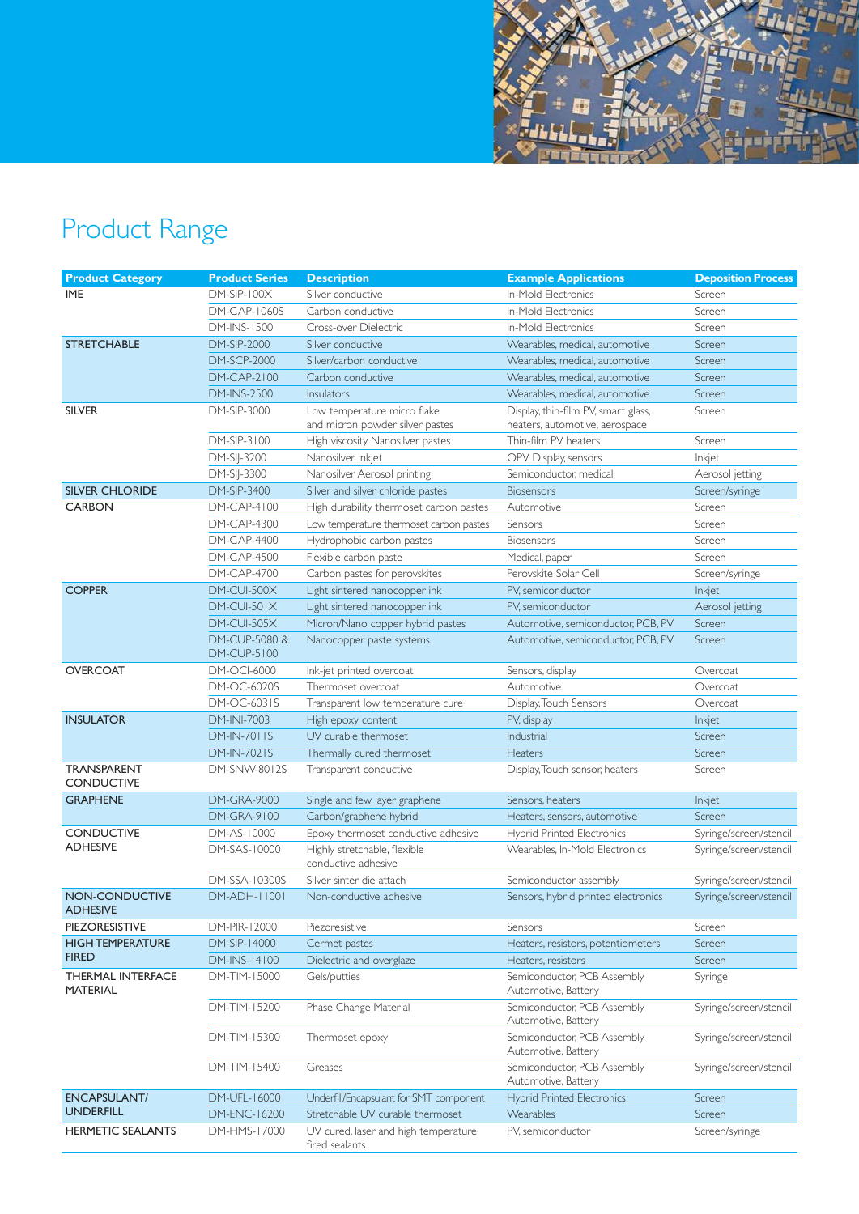# Product Range

| Product Category | Product Series | Description | Example Applications | Deposition Process |
|---|---|---|---|---|
| IME | DM-SIP-100X | Silver conductive | In-Mold Electronics | Screen |
| | DM-CAP-1060S | Carbon conductive | In-Mold Electronics | Screen |
| | DM-INS-1500 | Cross-over Dielectric | In-Mold Electronics | Screen |
| STRETCHABLE | DM-SIP-2000 | Silver conductive | Wearables, medical, automotive | Screen |
| | DM-SCP-2000 | Silver/carbon conductive | Wearables, medical, automotive | Screen |
| | DM-CAP-2100 | Carbon conductive | Wearables, medical, automotive | Screen |
| | DM-INS-2500 | Insulators | Wearables, medical, automotive | Screen |
| SILVER | DM-SIP-3000 | Low temperature micro flake and micron powder silver pastes | Display, thin-film PV, smart glass, heaters, automotive, aerospace | Screen |
| | DM-SIP-3100 | High viscosity Nanosilver pastes | Thin-film PV, heaters | Screen |
| | DM-SIJ-3200 | Nanosilver inkjet | OPV, Display, sensors | Inkjet |
| | DM-SIJ-3300 | Nanosilver Aerosol printing | Semiconductor, medical | Aerosol jetting |
| SILVER CHLORIDE | DM-SIP-3400 | Silver and silver chloride pastes | Biosensors | Screen/syringe |
| CARBON | DM-CAP-4100 | High durability thermoset carbon pastes | Automotive | Screen |
| | DM-CAP-4300 | Low temperature thermoset carbon pastes | Sensors | Screen |
| | DM-CAP-4400 | Hydrophobic carbon pastes | Biosensors | Screen |
| | DM-CAP-4500 | Flexible carbon paste | Medical, paper | Screen |
| | DM-CAP-4700 | Carbon pastes for perovskites | Perovskite Solar Cell | Screen/syringe |
| COPPER | DM-CUI-500X | Light sintered nanocopper ink | PV, semiconductor | Inkjet |
| | DM-CUI-501X | Light sintered nanocopper ink | PV, semiconductor | Aerosol jetting |
| | DM-CUI-505X | Micron/Nano copper hybrid pastes | Automotive, semiconductor, PCB, PV | Screen |
| | DM-CUP-5080 & DM-CUP-5100 | Nanocopper paste systems | Automotive, semiconductor, PCB, PV | Screen |
| OVERCOAT | DM-OCI-6000 | Ink-jet printed overcoat | Sensors, display | Overcoat |
| | DM-OC-6020S | Thermoset overcoat | Automotive | Overcoat |
| | DM-OC-6031S | Transparent low temperature cure | Display, Touch Sensors | Overcoat |
| INSULATOR | DM-INI-7003 | High epoxy content | PV, display | Inkjet |
| | DM-IN-7011S | UV curable thermoset | Industrial | Screen |
| | DM-IN-7021S | Thermally cured thermoset | Heaters | Screen |
| TRANSPARENT CONDUCTIVE | DM-SNW-8012S | Transparent conductive | Display, Touch sensor, heaters | Screen |
| GRAPHENE | DM-GRA-9000 | Single and few layer graphene | Sensors, heaters | Inkjet |
| | DM-GRA-9100 | Carbon/graphene hybrid | Heaters, sensors, automotive | Screen |
| CONDUCTIVE ADHESIVE | DM-AS-10000 | Epoxy thermoset conductive adhesive | Hybrid Printed Electronics | Syringe/screen/stencil |
| | DM-SAS-10000 | Highly stretchable, flexible conductive adhesive | Wearables, In-Mold Electronics | Syringe/screen/stencil |
| | DM-SSA-10300S | Silver sinter die attach | Semiconductor assembly | Syringe/screen/stencil |
| NON-CONDUCTIVE ADHESIVE | DM-ADH-11001 | Non-conductive adhesive | Sensors, hybrid printed electronics | Syringe/screen/stencil |
| PIEZORESISTIVE | DM-PIR-12000 | Piezoresistive | Sensors | Screen |
| HIGH TEMPERATURE FIRED | DM-SIP-14000 | Cermet pastes | Heaters, resistors, potentiometers | Screen |
| | DM-INS-14100 | Dielectric and overglaze | Heaters, resistors | Screen |
| THERMAL INTERFACE MATERIAL | DM-TIM-15000 | Gels/putties | Semiconductor, PCB Assembly, Automotive, Battery | Syringe |
| | DM-TIM-15200 | Phase Change Material | Semiconductor, PCB Assembly, Automotive, Battery | Syringe/screen/stencil |
| | DM-TIM-15300 | Thermoset epoxy | Semiconductor, PCB Assembly, Automotive, Battery | Syringe/screen/stencil |
| | DM-TIM-15400 | Greases | Semiconductor, PCB Assembly, Automotive, Battery | Syringe/screen/stencil |
| ENCAPSULANT/ UNDERFILL | DM-UFL-16000 | Underfill/Encapsulant for SMT component | Hybrid Printed Electronics | Screen |
| | DM-ENC-16200 | Stretchable UV curable thermoset | Wearables | Screen |
| HERMETIC SEALANTS | DM-HMS-17000 | UV cured, laser and high temperature fired sealants | PV, semiconductor | Screen/syringe |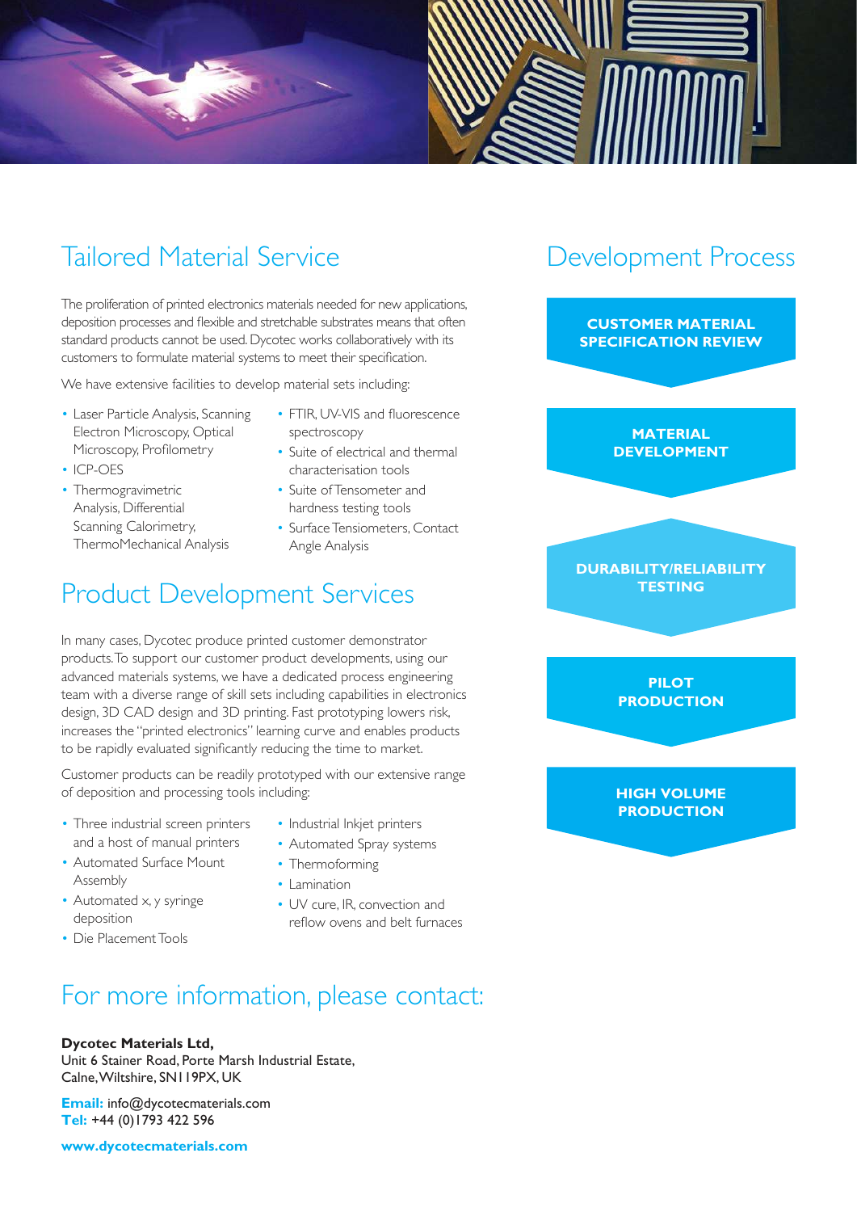## Tailored Material Service

The proliferation of printed electronics materials needed for new applications, deposition processes and flexible and stretchable substrates means that often standard products cannot be used. Dycotec works collaboratively with its customers to formulate material systems to meet their specification.

We have extensive facilities to develop material sets including:

- Laser Particle Analysis, Scanning Electron Microscopy, Optical Microscopy, Profilometry
- ICP-OES
- Thermogravimetric Analysis, Differential Scanning Calorimetry, ThermoMechanical Analysis
- FTIR, UV-VIS and fluorescence spectroscopy
- Suite of electrical and thermal characterisation tools
- Suite of Tensometer and hardness testing tools
- Surface Tensiometers, Contact Angle Analysis

## Product Development Services

In many cases, Dycotec produce printed customer demonstrator products. To support our customer product developments, using our advanced materials systems, we have a dedicated process engineering team with a diverse range of skill sets including capabilities in electronics design, 3D CAD design and 3D printing. Fast prototyping lowers risk, increases the "printed electronics" learning curve and enables products to be rapidly evaluated significantly reducing the time to market.

Customer products can be readily prototyped with our extensive range of deposition and processing tools including:

- Three industrial screen printers and a host of manual printers
- Automated Surface Mount Assembly
- Automated x, y syringe deposition
- Die Placement Tools
- Industrial Inkjet printers
- Automated Spray systems
- Thermoforming
- Lamination
- UV cure, IR, convection and reflow ovens and belt furnaces

## Development Process

**CUSTOMER MATERIAL SPECIFICATION REVIEW**

**MATERIAL DEVELOPMENT**

**DURABILITY/RELIABILITY TESTING**

**PILOT PRODUCTION**

**HIGH VOLUME PRODUCTION**

## For more information, please contact:

**Dycotec Materials Ltd,**
Unit 6 Stainer Road, Porte Marsh Industrial Estate,
Calne, Wiltshire, SN11 9PX, UK

**Email:** info@dycotecmaterials.com
**Tel:** +44 (0)1793 422 596

**www.dycotecmaterials.com**